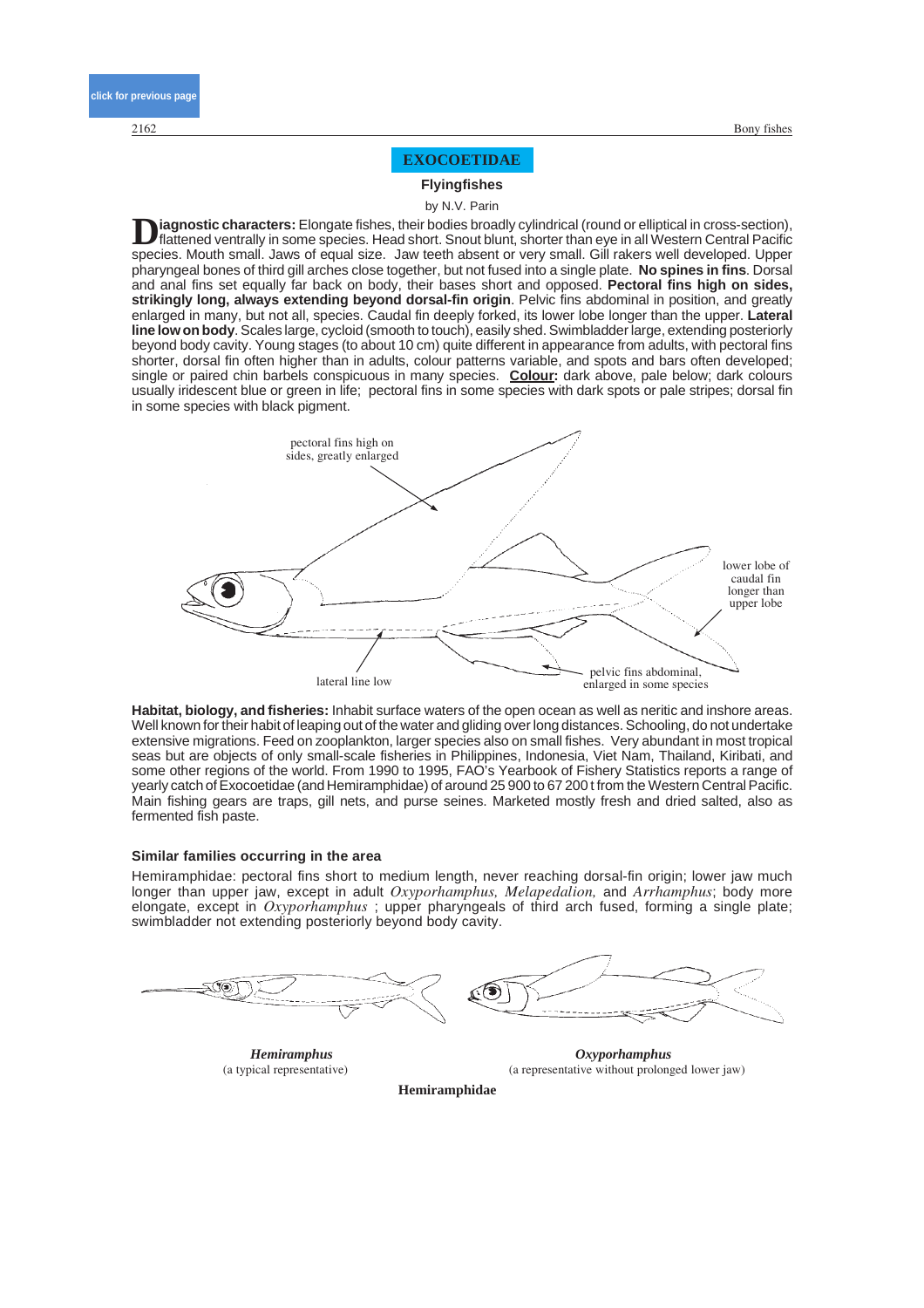# EXOCOETIDAE

## Flyingfishes

by N.V. Parin

**Diagnostic characters:** Elongate fishes, their bodies broadly cylindrical (round or elliptical in cross-section), flattened ventrally in some species. Head short. Snout blunt, shorter than eye in all Western Central Pacific species. Mouth small. Jaws of equal size. Jaw teeth absent or very small. Gill rakers well developed. Upper pharyngeal bones of third gill arches close together, but not fused into a single plate. **No spines in fins**. Dorsal and anal fins set equally far back on body, their bases short and opposed. **Pectoral fins high on sides, strikingly long, always extending beyond dorsal-fin origin**. Pelvic fins abdominal in position, and greatly enlarged in many, but not all, species. Caudal fin deeply forked, its lower lobe longer than the upper. **Lateral line low on body**. Scales large, cycloid (smooth to touch), easily shed. Swimbladder large, extending posteriorly beyond body cavity. Young stages (to about 10 cm) quite different in appearance from adults, with pectoral fins shorter, dorsal fin often higher than in adults, colour patterns variable, and spots and bars often developed; single or paired chin barbels conspicuous in many species. **Colour:** dark above, pale below; dark colours usually iridescent blue or green in life; pectoral fins in some species with dark spots or pale stripes; dorsal fin in some species with black pigment.

pectoral fins high on sides, greatly enlarged

lower lobe of caudal fin longer than upper lobe

lateral line low

pelvic fins abdominal, enlarged in some species

**Habitat, biology, and fisheries:** Inhabit surface waters of the open ocean as well as neritic and inshore areas. Well known for their habit of leaping out of the water and gliding over long distances. Schooling, do not undertake extensive migrations. Feed on zooplankton, larger species also on small fishes. Very abundant in most tropical seas but are objects of only small-scale fisheries in Philippines, Indonesia, Viet Nam, Thailand, Kiribati, and some other regions of the world. From 1990 to 1995, FAO's Yearbook of Fishery Statistics reports a range of yearly catch of Exocoetidae (and Hemiramphidae) of around 25 900 to 67 200 t from the Western Central Pacific. Main fishing gears are traps, gill nets, and purse seines. Marketed mostly fresh and dried salted, also as fermented fish paste.

### Similar families occurring in the area

Hemiramphidae: pectoral fins short to medium length, never reaching dorsal-fin origin; lower jaw much longer than upper jaw, except in adult *Oxyporhamphus, Melapedalion,* and *Arrhamphus*; body more elongate, except in *Oxyporhamphus* ; upper pharyngeals of third arch fused, forming a single plate; swimbladder not extending posteriorly beyond body cavity.

***Hemiramphus***
(a typical representative)

***Oxyporhamphus***
(a representative without prolonged lower jaw)

**Hemiramphidae**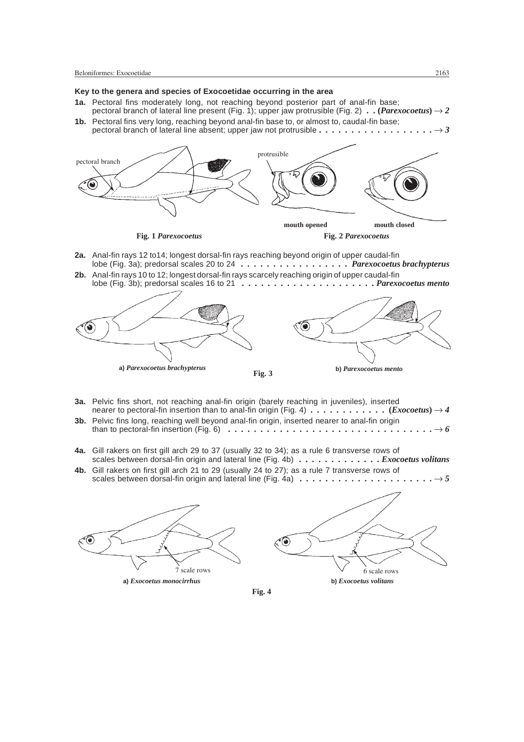### Key to the genera and species of Exocoetidae occurring in the area

**1a.** Pectoral fins moderately long, not reaching beyond posterior part of anal-fin base; pectoral branch of lateral line present (Fig. 1); upper jaw protrusible (Fig. 2) . . **(*Parexocoetus*)** → ***2***

**1b.** Pectoral fins very long, reaching beyond anal-fin base to, or almost to, caudal-fin base; pectoral branch of lateral line absent; upper jaw not protrusible . . . . . . . . . . . . . . . . . . → ***3***

pectoral branch

**Fig. 1** ***Parexocoetus***

protrusible

mouth opened    mouth closed

**Fig. 2** ***Parexocoetus***

**2a.** Anal-fin rays 12 to14; longest dorsal-fin rays reaching beyond origin of upper caudal-fin lobe (Fig. 3a); predorsal scales 20 to 24 . . . . . . . . . . . . . . . . . ***Parexocoetus brachypterus***

**2b.** Anal-fin rays 10 to 12; longest dorsal-fin rays scarcely reaching origin of upper caudal-fin lobe (Fig. 3b); predorsal scales 16 to 21 . . . . . . . . . . . . . . . . . . . . . ***Parexocoetus mento***

**a)** ***Parexocoetus brachypterus***    **Fig. 3**    **b)** ***Parexocoetus mento***

**3a.** Pelvic fins short, not reaching anal-fin origin (barely reaching in juveniles), inserted nearer to pectoral-fin insertion than to anal-fin origin (Fig. 4) . . . . . . . . . . . . **(*Exocoetus*)** → ***4***

**3b.** Pelvic fins long, reaching well beyond anal-fin origin, inserted nearer to anal-fin origin than to pectoral-fin insertion (Fig. 6) . . . . . . . . . . . . . . . . . . . . . . . . . . . . . . . . → ***6***

**4a.** Gill rakers on first gill arch 29 to 37 (usually 32 to 34); as a rule 6 transverse rows of scales between dorsal-fin origin and lateral line (Fig. 4b) . . . . . . . . . . . . . ***Exocoetus volitans***

**4b.** Gill rakers on first gill arch 21 to 29 (usually 24 to 27); as a rule 7 transverse rows of scales between dorsal-fin origin and lateral line (Fig. 4a) . . . . . . . . . . . . . . . . . . . . . → ***5***

7 scale rows    6 scale rows

**a)** ***Exocoetus monocirrhus***    **b)** ***Exocoetus volitans***

**Fig. 4**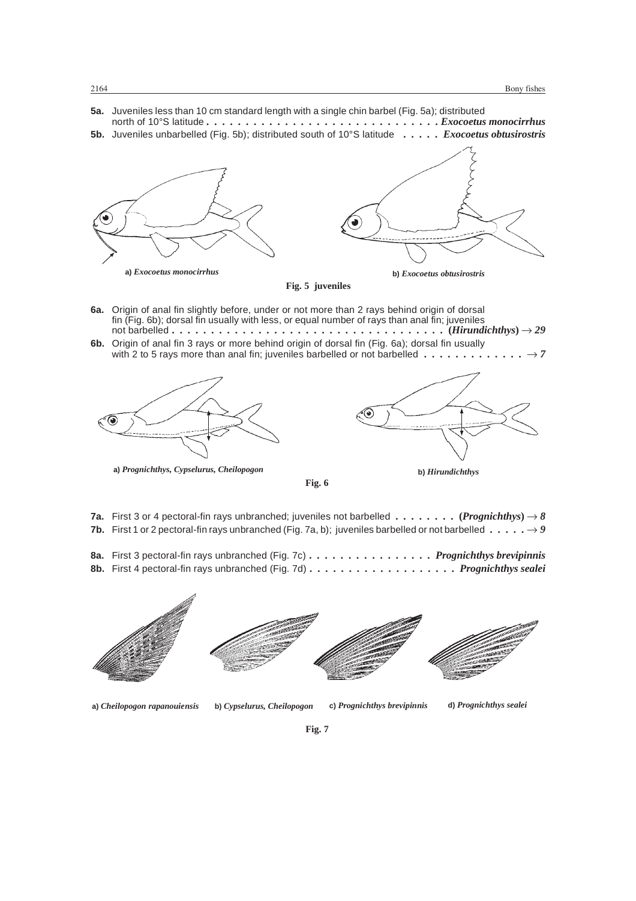**5a.** Juveniles less than 10 cm standard length with a single chin barbel (Fig. 5a); distributed north of 10°S latitude . . . . . . . . . . . . . . . . . . . . . . . . . . . . . . *Exocoetus monocirrhus*

**5b.** Juveniles unbarbelled (Fig. 5b); distributed south of 10°S latitude . . . . . *Exocoetus obtusirostris*

a) *Exocoetus monocirrhus* b) *Exocoetus obtusirostris*

**Fig. 5 juveniles**

**6a.** Origin of anal fin slightly before, under or not more than 2 rays behind origin of dorsal fin (Fig. 6b); dorsal fin usually with less, or equal number of rays than anal fin; juveniles not barbelled . . . . . . . . . . . . . . . . . . . . . . . . . . . . . . . . . . . . (*Hirundichthys*) → *29*

**6b.** Origin of anal fin 3 rays or more behind origin of dorsal fin (Fig. 6a); dorsal fin usually with 2 to 5 rays more than anal fin; juveniles barbelled or not barbelled . . . . . . . . . . . . . → *7*

a) *Prognichthys, Cypselurus, Cheilopogon* b) *Hirundichthys*

**Fig. 6**

**7a.** First 3 or 4 pectoral-fin rays unbranched; juveniles not barbelled . . . . . . . . (*Prognichthys*) → *8*

**7b.** First 1 or 2 pectoral-fin rays unbranched (Fig. 7a, b); juveniles barbelled or not barbelled . . . . . → *9*

**8a.** First 3 pectoral-fin rays unbranched (Fig. 7c) . . . . . . . . . . . . . . . . *Prognichthys brevipinnis*

**8b.** First 4 pectoral-fin rays unbranched (Fig. 7d) . . . . . . . . . . . . . . . . . . . *Prognichthys sealei*

a) *Cheilopogon rapanouiensis* b) *Cypselurus, Cheilopogon* c) *Prognichthys brevipinnis* d) *Prognichthys sealei*

**Fig. 7**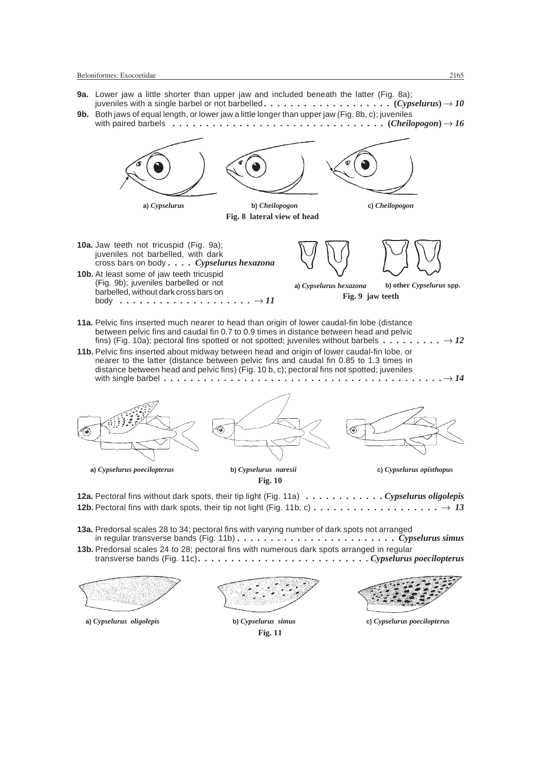**9a.** Lower jaw a little shorter than upper jaw and included beneath the latter (Fig. 8a); juveniles with a single barbel or not barbelled . . . . . . . . . . . . . . . . . . . **(*Cypselurus*)** → ***10***

**9b.** Both jaws of equal length, or lower jaw a little longer than upper jaw (Fig. 8b, c); juveniles with paired barbels . . . . . . . . . . . . . . . . . . . . . . . . . . . . . . . **(*Cheilopogon*)** → ***16***

a) *Cypselurus* b) *Cheilopogon* c) *Cheilopogon*

**Fig. 8 lateral view of head**

**10a.** Jaw teeth not tricuspid (Fig. 9a); juveniles not barbelled, with dark cross bars on body . . . . ***Cypselurus hexazona***

**10b.** At least some of jaw teeth tricuspid (Fig. 9b); juveniles barbelled or not barbelled, without dark cross bars on body . . . . . . . . . . . . . . . . . . . → ***11***

a) *Cypselurus hexazona* b) other *Cypselurus* spp.

**Fig. 9 jaw teeth**

**11a.** Pelvic fins inserted much nearer to head than origin of lower caudal-fin lobe (distance between pelvic fins and caudal fin 0.7 to 0.9 times in distance between head and pelvic fins) (Fig. 10a); pectoral fins spotted or not spotted; juveniles without barbels . . . . . . . . . → ***12***

**11b.** Pelvic fins inserted about midway between head and origin of lower caudal-fin lobe, or nearer to the latter (distance between pelvic fins and caudal fin 0.85 to 1.3 times in distance between head and pelvic fins) (Fig. 10 b, c); pectoral fins not spotted; juveniles with single barbel . . . . . . . . . . . . . . . . . . . . . . . . . . . . . . . . . . . . . . . → ***14***

a) *Cypselurus poecilopterus* b) *Cypselurus naresii* c) *Cypselurus opisthopus*

**Fig. 10**

**12a.** Pectoral fins without dark spots, their tip light (Fig. 11a) . . . . . . . . . . . . ***Cypselurus oligolepis***

**12b.** Pectoral fins with dark spots, their tip not light (Fig. 11b, c) . . . . . . . . . . . . . . . . . . . → ***13***

**13a.** Predorsal scales 28 to 34; pectoral fins with varying number of dark spots not arranged in regular transverse bands (Fig. 11b) . . . . . . . . . . . . . . . . . . . . . . . . ***Cypselurus simus***

**13b.** Predorsal scales 24 to 28; pectoral fins with numerous dark spots arranged in regular transverse bands (Fig. 11c) . . . . . . . . . . . . . . . . . . . . . . . . . ***Cypselurus poecilopterus***

a) *Cypselurus oligolepis* b) *Cypselurus simus* c) *Cypselurus poecilopterus*

**Fig. 11**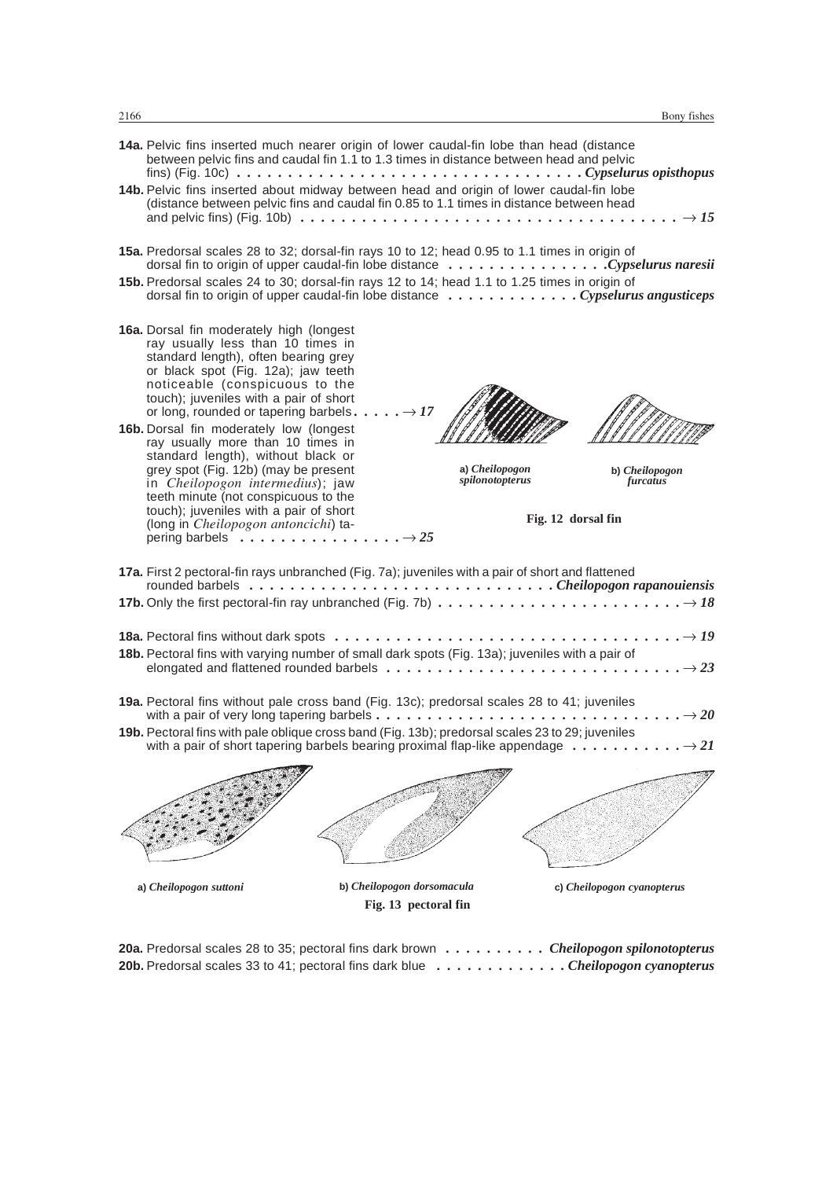**14a.** Pelvic fins inserted much nearer origin of lower caudal-fin lobe than head (distance between pelvic fins and caudal fin 1.1 to 1.3 times in distance between head and pelvic fins) (Fig. 10c) . . . . . . . . . . . . . . . . . . . . . . . . . . . . . . . . . . *Cypselurus opisthopus*

**14b.** Pelvic fins inserted about midway between head and origin of lower caudal-fin lobe (distance between pelvic fins and caudal fin 0.85 to 1.1 times in distance between head and pelvic fins) (Fig. 10b) . . . . . . . . . . . . . . . . . . . . . . . . . . . . . . . . . . . . → *15*

**15a.** Predorsal scales 28 to 32; dorsal-fin rays 10 to 12; head 0.95 to 1.1 times in origin of dorsal fin to origin of upper caudal-fin lobe distance . . . . . . . . . . . . . . . . *Cypselurus naresii*

**15b.** Predorsal scales 24 to 30; dorsal-fin rays 12 to 14; head 1.1 to 1.25 times in origin of dorsal fin to origin of upper caudal-fin lobe distance . . . . . . . . . . . . . *Cypselurus angusticeps*

**16a.** Dorsal fin moderately high (longest ray usually less than 10 times in standard length), often bearing grey or black spot (Fig. 12a); jaw teeth noticeable (conspicuous to the touch); juveniles with a pair of short or long, rounded or tapering barbels . . . . . → *17*

**16b.** Dorsal fin moderately low (longest ray usually more than 10 times in standard length), without black or grey spot (Fig. 12b) (may be present in *Cheilopogon intermedius*); jaw teeth minute (not conspicuous to the touch); juveniles with a pair of short (long in *Cheilopogon antoncichi*) tapering barbels . . . . . . . . . . . . . . . . → *25*

a) *Cheilopogon spilonotopterus* b) *Cheilopogon furcatus*

**Fig. 12 dorsal fin**

**17a.** First 2 pectoral-fin rays unbranched (Fig. 7a); juveniles with a pair of short and flattened rounded barbels . . . . . . . . . . . . . . . . . . . . . . . . . . . . . . *Cheilopogon rapanouiensis*

**17b.** Only the first pectoral-fin ray unbranched (Fig. 7b) . . . . . . . . . . . . . . . . . . . . . . . . → *18*

**18a.** Pectoral fins without dark spots . . . . . . . . . . . . . . . . . . . . . . . . . . . . . . . . . . . → *19*

**18b.** Pectoral fins with varying number of small dark spots (Fig. 13a); juveniles with a pair of elongated and flattened rounded barbels . . . . . . . . . . . . . . . . . . . . . . . . . . . . . . → *23*

**19a.** Pectoral fins without pale cross band (Fig. 13c); predorsal scales 28 to 41; juveniles with a pair of very long tapering barbels . . . . . . . . . . . . . . . . . . . . . . . . . . . . . . → *20*

**19b.** Pectoral fins with pale oblique cross band (Fig. 13b); predorsal scales 23 to 29; juveniles with a pair of short tapering barbels bearing proximal flap-like appendage . . . . . . . . . . . → *21*

a) *Cheilopogon suttoni* b) *Cheilopogon dorsomacula* c) *Cheilopogon cyanopterus*

**Fig. 13 pectoral fin**

**20a.** Predorsal scales 28 to 35; pectoral fins dark brown . . . . . . . . . . *Cheilopogon spilonotopterus*

**20b.** Predorsal scales 33 to 41; pectoral fins dark blue . . . . . . . . . . . . . *Cheilopogon cyanopterus*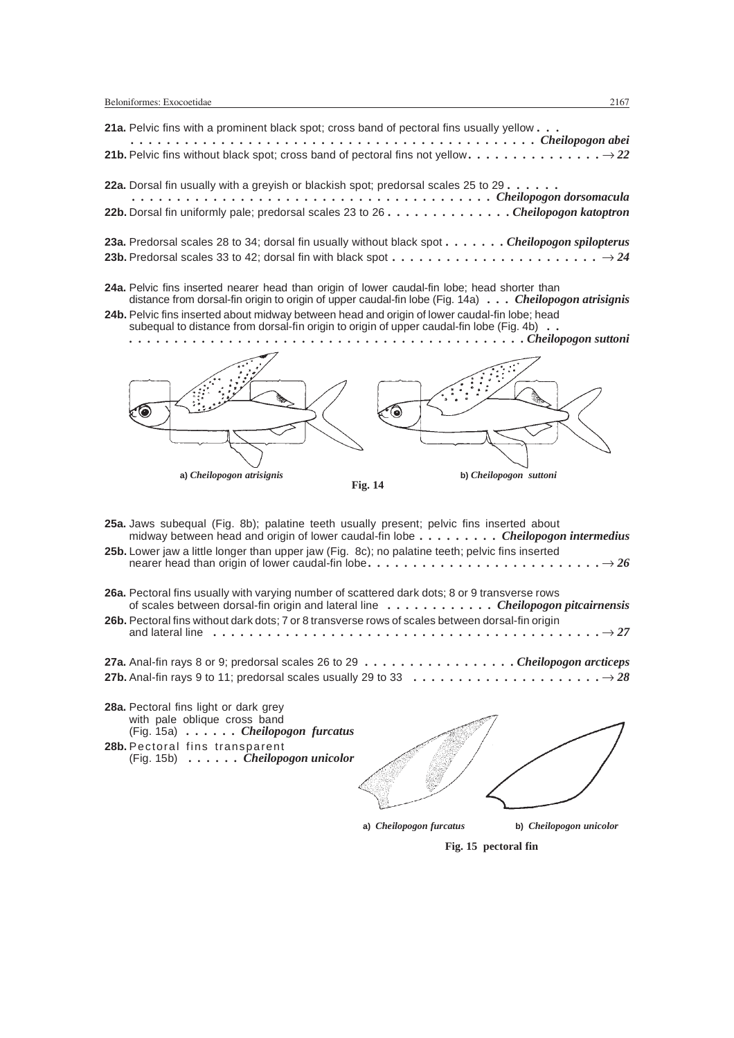**21a.** Pelvic fins with a prominent black spot; cross band of pectoral fins usually yellow . . . *Cheilopogon abei*

**21b.** Pelvic fins without black spot; cross band of pectoral fins not yellow. . . . . . . . . . . . . . → *22*

**22a.** Dorsal fin usually with a greyish or blackish spot; predorsal scales 25 to 29 . . . . . . *Cheilopogon dorsomacula*

**22b.** Dorsal fin uniformly pale; predorsal scales 23 to 26 . . . . . . . . . . . . . *Cheilopogon katoptron*

**23a.** Predorsal scales 28 to 34; dorsal fin usually without black spot . . . . . . . *Cheilopogon spilopterus*

**23b.** Predorsal scales 33 to 42; dorsal fin with black spot . . . . . . . . . . . . . . . . . . . . . . → *24*

**24a.** Pelvic fins inserted nearer head than origin of lower caudal-fin lobe; head shorter than distance from dorsal-fin origin to origin of upper caudal-fin lobe (Fig. 14a) . . . *Cheilopogon atrisignis*

**24b.** Pelvic fins inserted about midway between head and origin of lower caudal-fin lobe; head subequal to distance from dorsal-fin origin to origin of upper caudal-fin lobe (Fig. 4b) . . *Cheilopogon suttoni*

a) *Cheilopogon atrisignis* b) *Cheilopogon suttoni*

**Fig. 14**

**25a.** Jaws subequal (Fig. 8b); palatine teeth usually present; pelvic fins inserted about midway between head and origin of lower caudal-fin lobe . . . . . . . . *Cheilopogon intermedius*

**25b.** Lower jaw a little longer than upper jaw (Fig. 8c); no palatine teeth; pelvic fins inserted nearer head than origin of lower caudal-fin lobe. . . . . . . . . . . . . . . . . . . . . . . . → *26*

**26a.** Pectoral fins usually with varying number of scattered dark dots; 8 or 9 transverse rows of scales between dorsal-fin origin and lateral line . . . . . . . . . . . *Cheilopogon pitcairnensis*

**26b.** Pectoral fins without dark dots; 7 or 8 transverse rows of scales between dorsal-fin origin and lateral line . . . . . . . . . . . . . . . . . . . . . . . . . . . . . . . . . . . . . . . . . → *27*

**27a.** Anal-fin rays 8 or 9; predorsal scales 26 to 29 . . . . . . . . . . . . . . . . *Cheilopogon arcticeps*

**27b.** Anal-fin rays 9 to 11; predorsal scales usually 29 to 33 . . . . . . . . . . . . . . . . . . . . → *28*

**28a.** Pectoral fins light or dark grey with pale oblique cross band (Fig. 15a) . . . . . . *Cheilopogon furcatus*

**28b.** Pectoral fins transparent (Fig. 15b) . . . . . . *Cheilopogon unicolor*

a) *Cheilopogon furcatus* b) *Cheilopogon unicolor*

**Fig. 15 pectoral fin**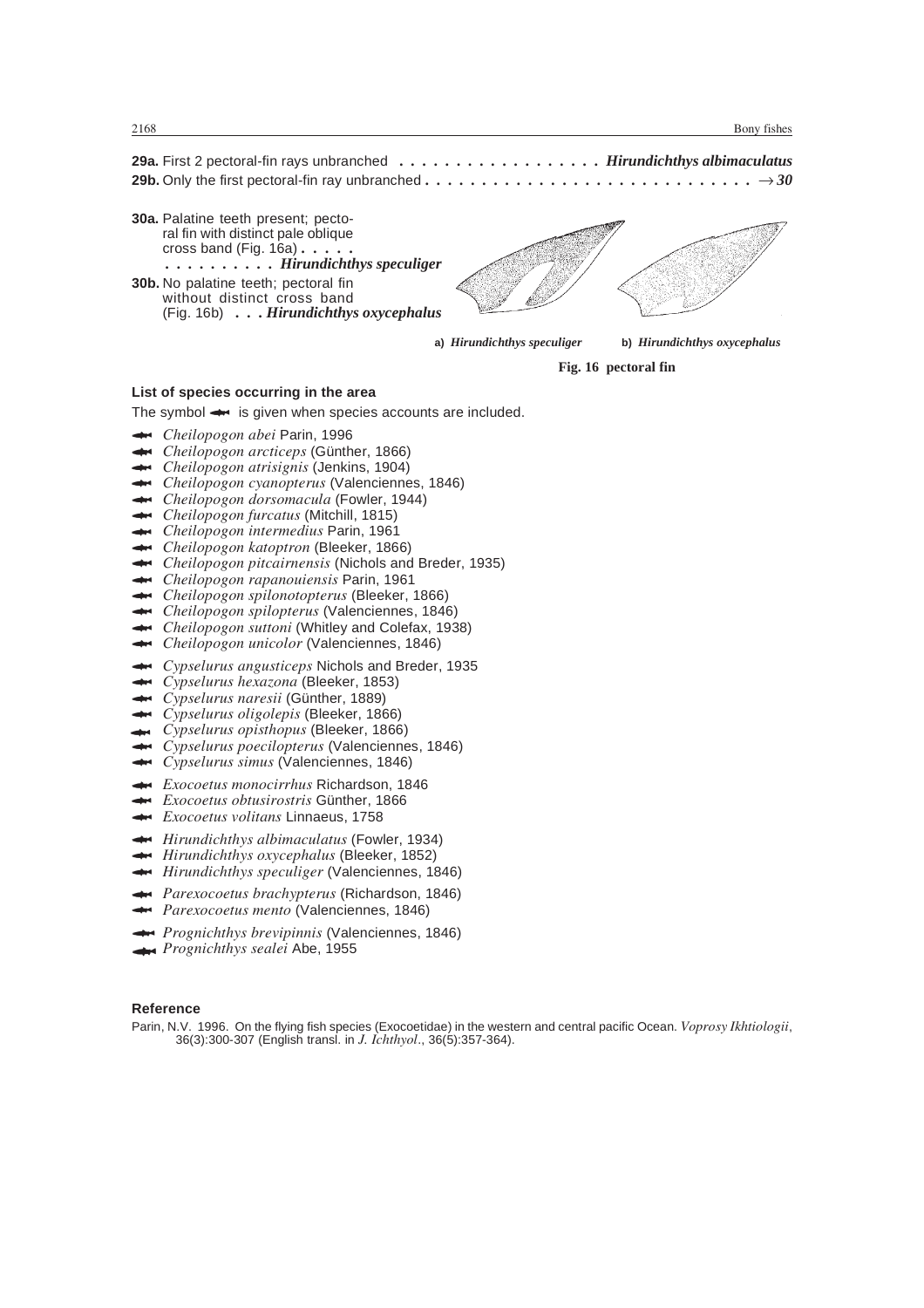**29a.** First 2 pectoral-fin rays unbranched . . . . . . . . . . . . . . . . . . . *Hirundichthys albimaculatus*

**29b.** Only the first pectoral-fin ray unbranched . . . . . . . . . . . . . . . . . . . . . . . . . . . . . . → *30*

**30a.** Palatine teeth present; pectoral fin with distinct pale oblique cross band (Fig. 16a) . . . . . . . . . . . . . . . *Hirundichthys speculiger*

**30b.** No palatine teeth; pectoral fin without distinct cross band (Fig. 16b) . . . *Hirundichthys oxycephalus*

a) *Hirundichthys speculiger* b) *Hirundichthys oxycephalus*

**Fig. 16 pectoral fin**

### List of species occurring in the area

The symbol ⬌ is given when species accounts are included.

- ⬌ *Cheilopogon abei* Parin, 1996
- ⬌ *Cheilopogon arcticeps* (Günther, 1866)
- ⬌ *Cheilopogon atrisignis* (Jenkins, 1904)
- ⬌ *Cheilopogon cyanopterus* (Valenciennes, 1846)
- ⬌ *Cheilopogon dorsomacula* (Fowler, 1944)
- ⬌ *Cheilopogon furcatus* (Mitchill, 1815)
- ⬌ *Cheilopogon intermedius* Parin, 1961
- ⬌ *Cheilopogon katoptron* (Bleeker, 1866)
- ⬌ *Cheilopogon pitcairnensis* (Nichols and Breder, 1935)
- ⬌ *Cheilopogon rapanouiensis* Parin, 1961
- ⬌ *Cheilopogon spilonotopterus* (Bleeker, 1866)
- ⬌ *Cheilopogon spilopterus* (Valenciennes, 1846)
- ⬌ *Cheilopogon suttoni* (Whitley and Colefax, 1938)
- ⬌ *Cheilopogon unicolor* (Valenciennes, 1846)

- ⬌ *Cypselurus angusticeps* Nichols and Breder, 1935
- ⬌ *Cypselurus hexazona* (Bleeker, 1853)
- ⬌ *Cypselurus naresii* (Günther, 1889)
- ⬌ *Cypselurus oligolepis* (Bleeker, 1866)
- ⬌ *Cypselurus opisthopus* (Bleeker, 1866)
- ⬌ *Cypselurus poecilopterus* (Valenciennes, 1846)
- ⬌ *Cypselurus simus* (Valenciennes, 1846)

- ⬌ *Exocoetus monocirrhus* Richardson, 1846
- ⬌ *Exocoetus obtusirostris* Günther, 1866
- ⬌ *Exocoetus volitans* Linnaeus, 1758

- ⬌ *Hirundichthys albimaculatus* (Fowler, 1934)
- ⬌ *Hirundichthys oxycephalus* (Bleeker, 1852)
- ⬌ *Hirundichthys speculiger* (Valenciennes, 1846)

- ⬌ *Parexocoetus brachypterus* (Richardson, 1846)
- ⬌ *Parexocoetus mento* (Valenciennes, 1846)

- ⬌ *Prognichthys brevipinnis* (Valenciennes, 1846)
- ⬌ *Prognichthys sealei* Abe, 1955

### Reference

Parin, N.V. 1996. On the flying fish species (Exocoetidae) in the western and central pacific Ocean. *Voprosy Ikhtiologii*, 36(3):300-307 (English transl. in *J. Ichthyol*., 36(5):357-364).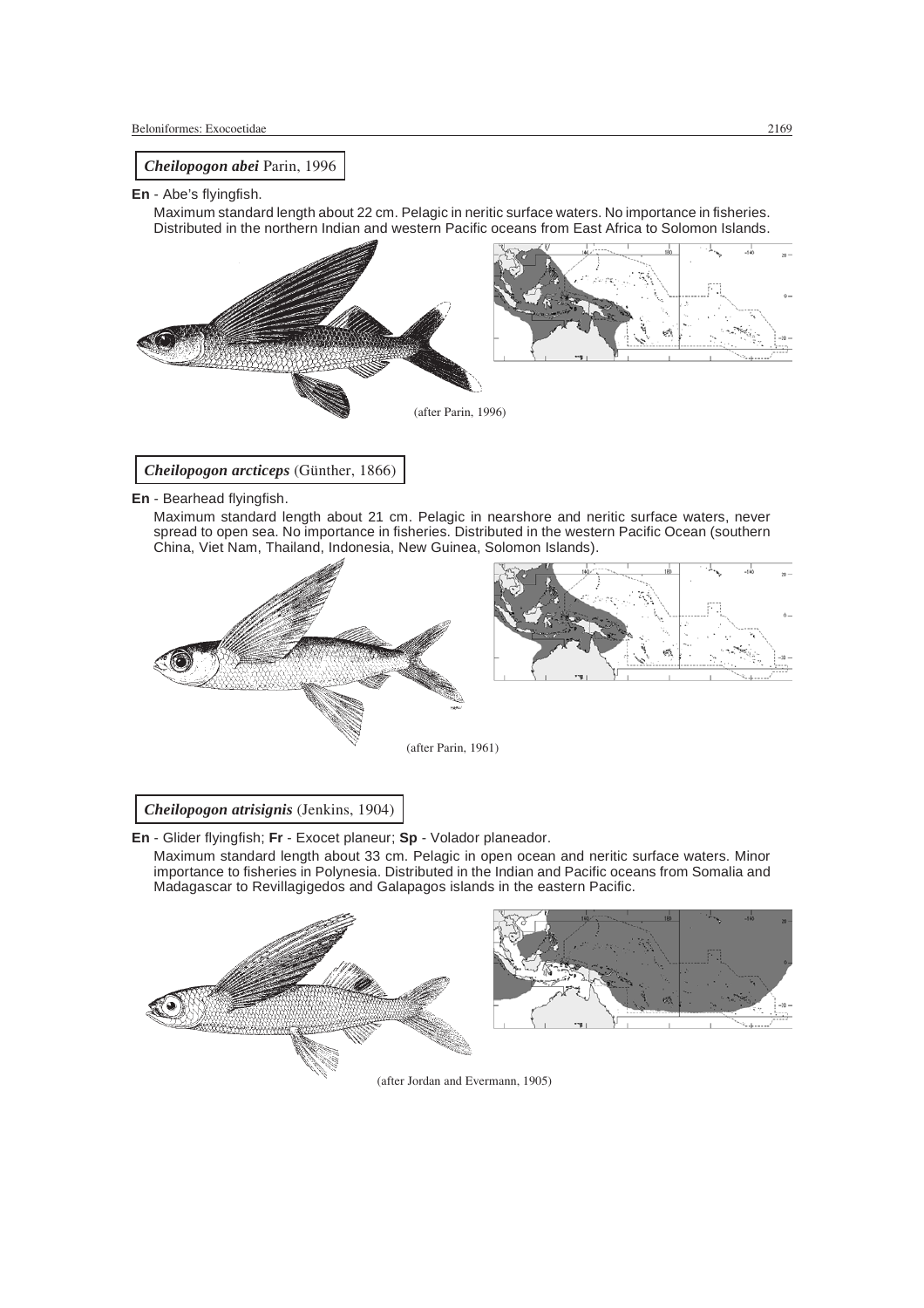### *Cheilopogon abei* Parin, 1996

**En** - Abe's flyingfish.

Maximum standard length about 22 cm. Pelagic in neritic surface waters. No importance in fisheries. Distributed in the northern Indian and western Pacific oceans from East Africa to Solomon Islands.

(after Parin, 1996)

### *Cheilopogon arcticeps* (Günther, 1866)

**En** - Bearhead flyingfish.

Maximum standard length about 21 cm. Pelagic in nearshore and neritic surface waters, never spread to open sea. No importance in fisheries. Distributed in the western Pacific Ocean (southern China, Viet Nam, Thailand, Indonesia, New Guinea, Solomon Islands).

(after Parin, 1961)

### *Cheilopogon atrisignis* (Jenkins, 1904)

**En** - Glider flyingfish; **Fr** - Exocet planeur; **Sp** - Volador planeador.

Maximum standard length about 33 cm. Pelagic in open ocean and neritic surface waters. Minor importance to fisheries in Polynesia. Distributed in the Indian and Pacific oceans from Somalia and Madagascar to Revillagigedos and Galapagos islands in the eastern Pacific.

(after Jordan and Evermann, 1905)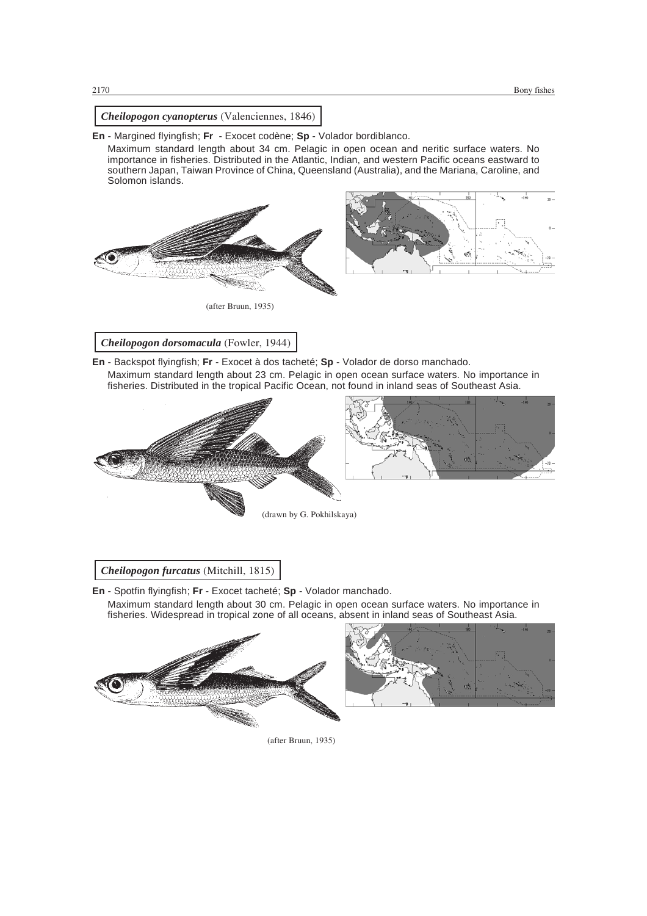### *Cheilopogon cyanopterus* (Valenciennes, 1846)

**En** - Margined flyingfish; **Fr** - Exocet codène; **Sp** - Volador bordiblanco.

Maximum standard length about 34 cm. Pelagic in open ocean and neritic surface waters. No importance in fisheries. Distributed in the Atlantic, Indian, and western Pacific oceans eastward to southern Japan, Taiwan Province of China, Queensland (Australia), and the Mariana, Caroline, and Solomon islands.

(after Bruun, 1935)

### *Cheilopogon dorsomacula* (Fowler, 1944)

**En** - Backspot flyingfish; **Fr** - Exocet à dos tacheté; **Sp** - Volador de dorso manchado.

Maximum standard length about 23 cm. Pelagic in open ocean surface waters. No importance in fisheries. Distributed in the tropical Pacific Ocean, not found in inland seas of Southeast Asia.

(drawn by G. Pokhilskaya)

### *Cheilopogon furcatus* (Mitchill, 1815)

**En** - Spotfin flyingfish; **Fr** - Exocet tacheté; **Sp** - Volador manchado.

Maximum standard length about 30 cm. Pelagic in open ocean surface waters. No importance in fisheries. Widespread in tropical zone of all oceans, absent in inland seas of Southeast Asia.

(after Bruun, 1935)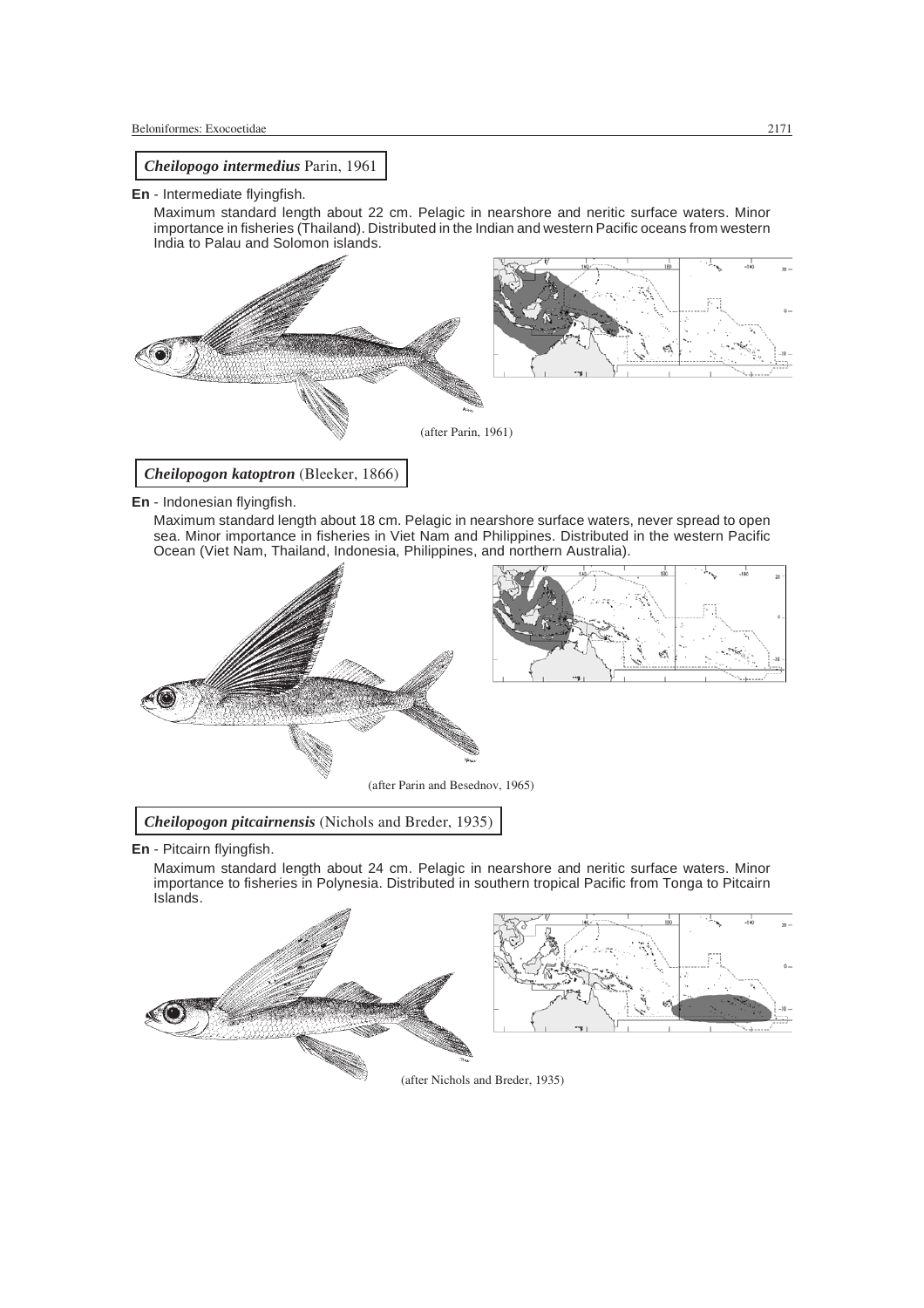## *Cheilopogo intermedius* Parin, 1961

**En** - Intermediate flyingfish.

Maximum standard length about 22 cm. Pelagic in nearshore and neritic surface waters. Minor importance in fisheries (Thailand). Distributed in the Indian and western Pacific oceans from western India to Palau and Solomon islands.

(after Parin, 1961)

## *Cheilopogon katoptron* (Bleeker, 1866)

**En** - Indonesian flyingfish.

Maximum standard length about 18 cm. Pelagic in nearshore surface waters, never spread to open sea. Minor importance in fisheries in Viet Nam and Philippines. Distributed in the western Pacific Ocean (Viet Nam, Thailand, Indonesia, Philippines, and northern Australia).

(after Parin and Besednov, 1965)

## *Cheilopogon pitcairnensis* (Nichols and Breder, 1935)

**En** - Pitcairn flyingfish.

Maximum standard length about 24 cm. Pelagic in nearshore and neritic surface waters. Minor importance to fisheries in Polynesia. Distributed in southern tropical Pacific from Tonga to Pitcairn Islands.

(after Nichols and Breder, 1935)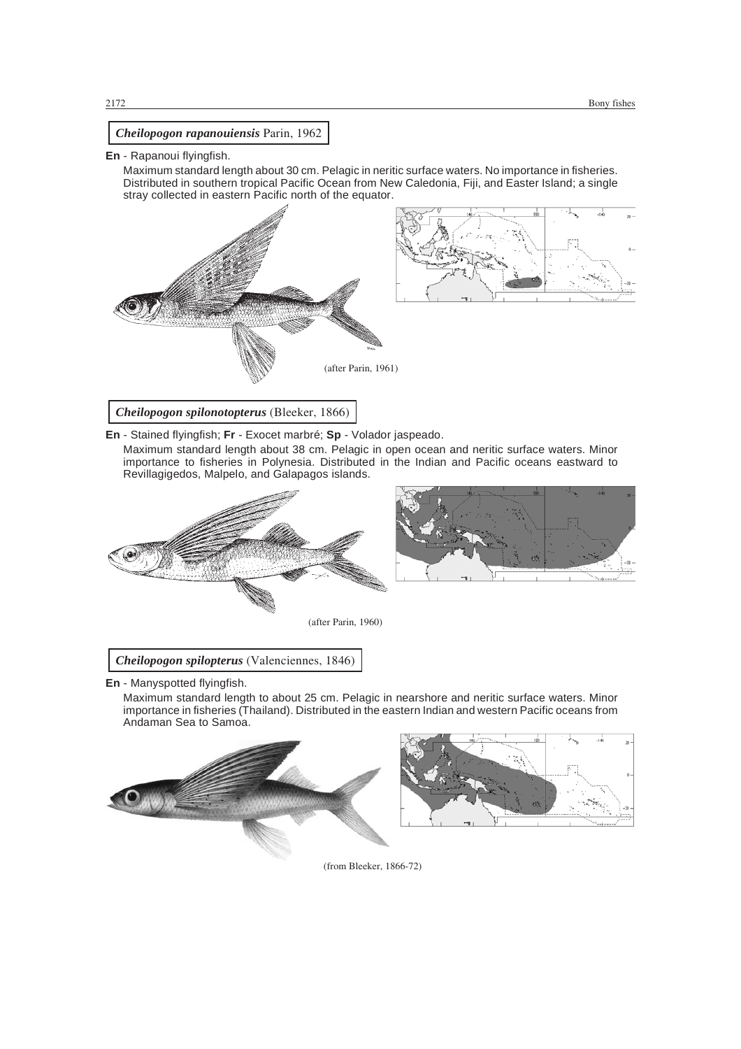## *Cheilopogon rapanouiensis* Parin, 1962

**En** - Rapanoui flyingfish.

Maximum standard length about 30 cm. Pelagic in neritic surface waters. No importance in fisheries. Distributed in southern tropical Pacific Ocean from New Caledonia, Fiji, and Easter Island; a single stray collected in eastern Pacific north of the equator.

(after Parin, 1961)

## *Cheilopogon spilonotopterus* (Bleeker, 1866)

**En** - Stained flyingfish; **Fr** - Exocet marbré; **Sp** - Volador jaspeado.

Maximum standard length about 38 cm. Pelagic in open ocean and neritic surface waters. Minor importance to fisheries in Polynesia. Distributed in the Indian and Pacific oceans eastward to Revillagigedos, Malpelo, and Galapagos islands.

(after Parin, 1960)

## *Cheilopogon spilopterus* (Valenciennes, 1846)

**En** - Manyspotted flyingfish.

Maximum standard length to about 25 cm. Pelagic in nearshore and neritic surface waters. Minor importance in fisheries (Thailand). Distributed in the eastern Indian and western Pacific oceans from Andaman Sea to Samoa.

(from Bleeker, 1866-72)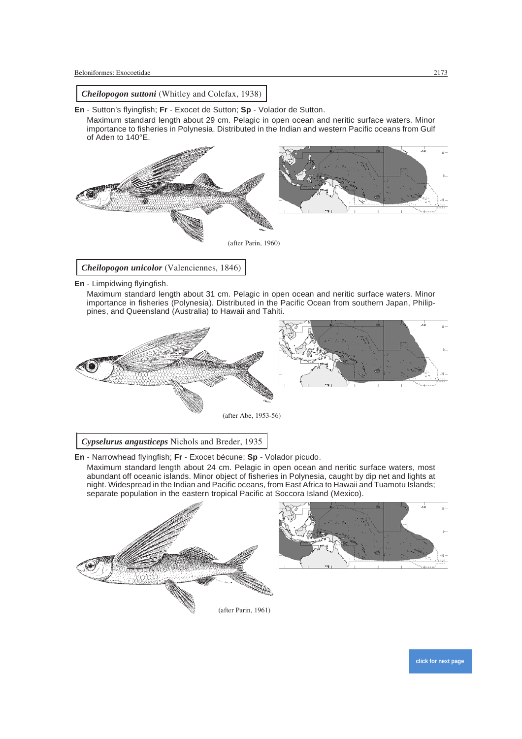### ***Cheilopogon suttoni*** (Whitley and Colefax, 1938)

**En** - Sutton's flyingfish; **Fr** - Exocet de Sutton; **Sp** - Volador de Sutton.

Maximum standard length about 29 cm. Pelagic in open ocean and neritic surface waters. Minor importance to fisheries in Polynesia. Distributed in the Indian and western Pacific oceans from Gulf of Aden to 140°E.

(after Parin, 1960)

### ***Cheilopogon unicolor*** (Valenciennes, 1846)

**En** - Limpidwing flyingfish.

Maximum standard length about 31 cm. Pelagic in open ocean and neritic surface waters. Minor importance in fisheries (Polynesia). Distributed in the Pacific Ocean from southern Japan, Philippines, and Queensland (Australia) to Hawaii and Tahiti.

(after Abe, 1953-56)

### ***Cypselurus angusticeps*** Nichols and Breder, 1935

**En** - Narrowhead flyingfish; **Fr** - Exocet bécune; **Sp** - Volador picudo.

Maximum standard length about 24 cm. Pelagic in open ocean and neritic surface waters, most abundant off oceanic islands. Minor object of fisheries in Polynesia, caught by dip net and lights at night. Widespread in the Indian and Pacific oceans, from East Africa to Hawaii and Tuamotu Islands; separate population in the eastern tropical Pacific at Soccora Island (Mexico).

(after Parin, 1961)

click for next page